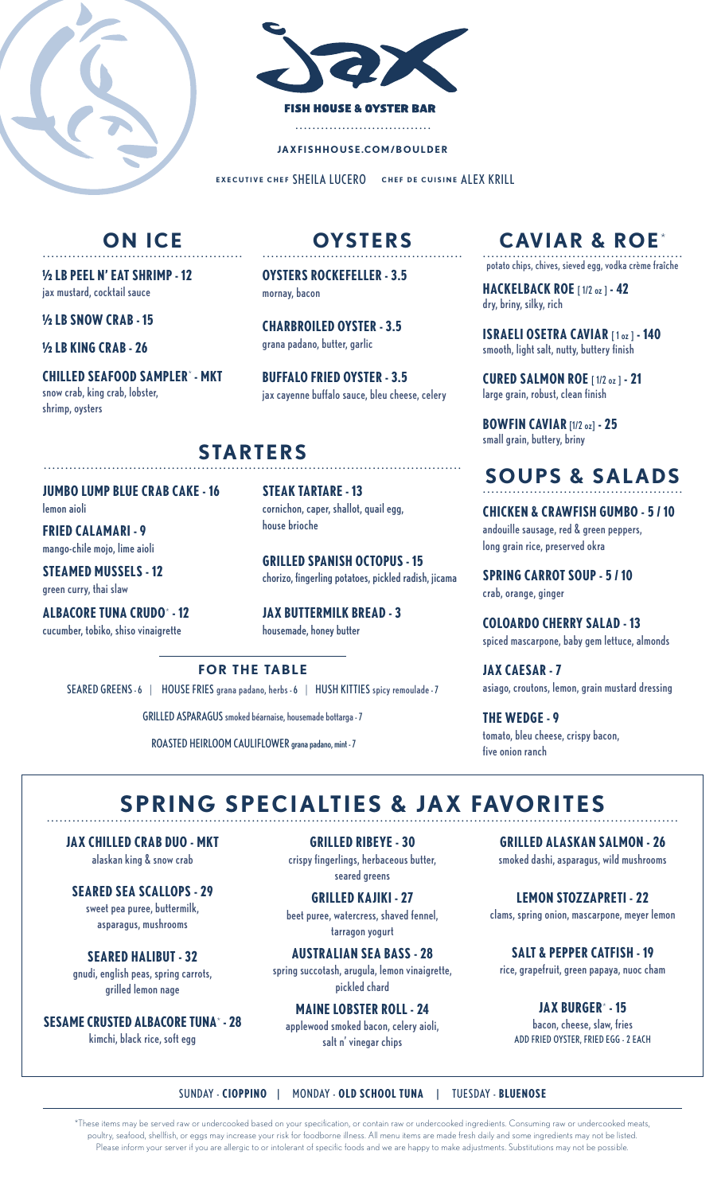# JAX FISH HOUSE & OYSTER BAR

**JAXFISHHOUSE.COM/BOULDER**

EXECUTIVE CHEF SHEILA LUCERO  CHEF DE CUISINE ALEX KRILL

## ON ICE

**½ LB PEEL N' EAT SHRIMP - 12**
jax mustard, cocktail sauce

**½ LB SNOW CRAB - 15**

**½ LB KING CRAB - 26**

**CHILLED SEAFOOD SAMPLER* - MKT**
snow crab, king crab, lobster, shrimp, oysters

## OYSTERS

**OYSTERS ROCKEFELLER - 3.5**
mornay, bacon

**CHARBROILED OYSTER - 3.5**
grana padano, butter, garlic

**BUFFALO FRIED OYSTER - 3.5**
jax cayenne buffalo sauce, bleu cheese, celery

## CAVIAR & ROE*

potato chips, chives, sieved egg, vodka crème fraîche

**HACKELBACK ROE [ 1/2 oz ] - 42**
dry, briny, silky, rich

**ISRAELI OSETRA CAVIAR [ 1 oz ] - 140**
smooth, light salt, nutty, buttery finish

**CURED SALMON ROE [ 1/2 oz ] - 21**
large grain, robust, clean finish

**BOWFIN CAVIAR [1/2 oz] - 25**
small grain, buttery, briny

## STARTERS

**JUMBO LUMP BLUE CRAB CAKE - 16**
lemon aioli

**FRIED CALAMARI - 9**
mango-chile mojo, lime aioli

**STEAMED MUSSELS - 12**
green curry, thai slaw

**ALBACORE TUNA CRUDO* - 12**
cucumber, tobiko, shiso vinaigrette

**STEAK TARTARE - 13**
cornichon, caper, shallot, quail egg, house brioche

**GRILLED SPANISH OCTOPUS - 15**
chorizo, fingerling potatoes, pickled radish, jicama

**JAX BUTTERMILK BREAD - 3**
housemade, honey butter

### FOR THE TABLE

SEARED GREENS - 6 | HOUSE FRIES grana padano, herbs - 6 | HUSH KITTIES spicy remoulade - 7

GRILLED ASPARAGUS smoked béarnaise, housemade bottarga - 7

ROASTED HEIRLOOM CAULIFLOWER grana padano, mint - 7

## SOUPS & SALADS

**CHICKEN & CRAWFISH GUMBO - 5 / 10**
andouille sausage, red & green peppers, long grain rice, preserved okra

**SPRING CARROT SOUP - 5 / 10**
crab, orange, ginger

**COLOARDO CHERRY SALAD - 13**
spiced mascarpone, baby gem lettuce, almonds

**JAX CAESAR - 7**
asiago, croutons, lemon, grain mustard dressing

**THE WEDGE - 9**
tomato, bleu cheese, crispy bacon, five onion ranch

## SPRING SPECIALTIES & JAX FAVORITES

**JAX CHILLED CRAB DUO - MKT**
alaskan king & snow crab

**SEARED SEA SCALLOPS - 29**
sweet pea puree, buttermilk, asparagus, mushrooms

**SEARED HALIBUT - 32**
gnudi, english peas, spring carrots, grilled lemon nage

**SESAME CRUSTED ALBACORE TUNA* - 28**
kimchi, black rice, soft egg

**GRILLED RIBEYE - 30**
crispy fingerlings, herbaceous butter, seared greens

**GRILLED KAJIKI - 27**
beet puree, watercress, shaved fennel, tarragon yogurt

**AUSTRALIAN SEA BASS - 28**
spring succotash, arugula, lemon vinaigrette, pickled chard

**MAINE LOBSTER ROLL - 24**
applewood smoked bacon, celery aioli, salt n' vinegar chips

**GRILLED ALASKAN SALMON - 26**
smoked dashi, asparagus, wild mushrooms

**LEMON STOZZAPRETI - 22**
clams, spring onion, mascarpone, meyer lemon

**SALT & PEPPER CATFISH - 19**
rice, grapefruit, green papaya, nuoc cham

**JAX BURGER* - 15**
bacon, cheese, slaw, fries
ADD FRIED OYSTER, FRIED EGG - 2 EACH

SUNDAY - **CIOPPINO** | MONDAY - **OLD SCHOOL TUNA** | TUESDAY - **BLUENOSE**

*These items may be served raw or undercooked based on your specification, or contain raw or undercooked ingredients. Consuming raw or undercooked meats, poultry, seafood, shellfish, or eggs may increase your risk for foodborne illness. All menu items are made fresh daily and some ingredients may not be listed. Please inform your server if you are allergic to or intolerant of specific foods and we are happy to make adjustments. Substitutions may not be possible.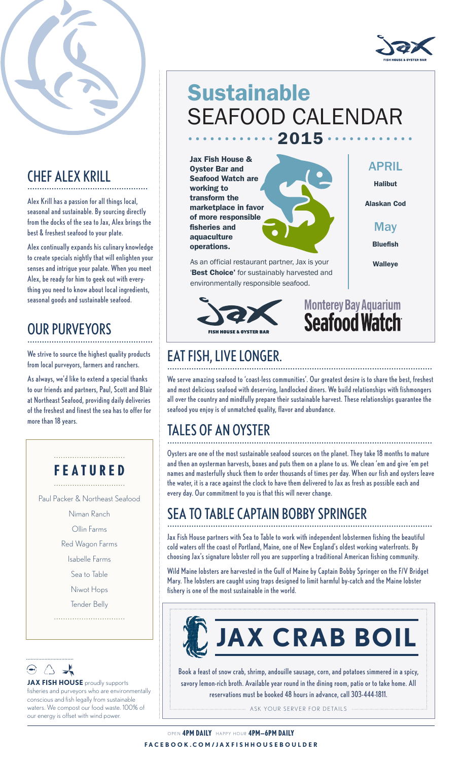## CHEF ALEX KRILL

Alex Krill has a passion for all things local, seasonal and sustainable. By sourcing directly from the docks of the sea to Jax, Alex brings the best & freshest seafood to your plate.

Alex continually expands his culinary knowledge to create specials nightly that will enlighten your senses and intrigue your palate. When you meet Alex, be ready for him to geek out with everything you need to know about local ingredients, seasonal goods and sustainable seafood.

## OUR PURVEYORS

We strive to source the highest quality products from local purveyors, farmers and ranchers.

As always, we'd like to extend a special thanks to our friends and partners, Paul, Scott and Blair at Northeast Seafood, providing daily deliveries of the freshest and finest the sea has to offer for more than 18 years.

### FEATURED

Paul Packer & Northeast Seafood

Niman Ranch

Ollin Farms

Red Wagon Farms

Isabelle Farms

Sea to Table

Niwot Hops

Tender Belly

**JAX FISH HOUSE** proudly supports fisheries and purveyors who are environmentally conscious and fish legally from sustainable waters. We compost our food waste. 100% of our energy is offset with wind power.

FISH HOUSE & OYSTER BAR

# Sustainable SEAFOOD CALENDAR 2015

**Jax Fish House & Oyster Bar and Seafood Watch are working to transform the marketplace in favor of more responsible fisheries and aquaculture operations.**

As an official restaurant partner, Jax is your '**Best Choice'** for sustainably harvested and environmentally responsible seafood.

### APRIL

**Halibut**

**Alaskan Cod**

### May

**Bluefish**

**Walleye**

FISH HOUSE & OYSTER BAR

Monterey Bay Aquarium Seafood Watch

## EAT FISH, LIVE LONGER.

We serve amazing seafood to 'coast-less communities'. Our greatest desire is to share the best, freshest and most delicious seafood with deserving, landlocked diners. We build relationships with fishmongers all over the country and mindfully prepare their sustainable harvest. These relationships guarantee the seafood you enjoy is of unmatched quality, flavor and abundance.

## TALES OF AN OYSTER

Oysters are one of the most sustainable seafood sources on the planet. They take 18 months to mature and then an oysterman harvests, boxes and puts them on a plane to us. We clean 'em and give 'em pet names and masterfully shuck them to order thousands of times per day. When our fish and oysters leave the water, it is a race against the clock to have them delivered to Jax as fresh as possible each and every day. Our commitment to you is that this will never change.

## SEA TO TABLE CAPTAIN BOBBY SPRINGER

Jax Fish House partners with Sea to Table to work with independent lobstermen fishing the beautiful cold waters off the coast of Portland, Maine, one of New England's oldest working waterfronts. By choosing Jax's signature lobster roll you are supporting a traditional American fishing community.

Wild Maine lobsters are harvested in the Gulf of Maine by Captain Bobby Springer on the F/V Bridget Mary. The lobsters are caught using traps designed to limit harmful by-catch and the Maine lobster fishery is one of the most sustainable in the world.

## JAX CRAB BOIL

Book a feast of snow crab, shrimp, andouille sausage, corn, and potatoes simmered in a spicy, savory lemon-rich broth. Available year round in the dining room, patio or to take home. All reservations must be booked 48 hours in advance, call 303-444-1811.

ASK YOUR SERVER FOR DETAILS

OPEN **4PM DAILY** HAPPY HOUR **4PM–6PM DAILY**

**FACEBOOK.COM/JAXFISHHOUSEBOULDER**